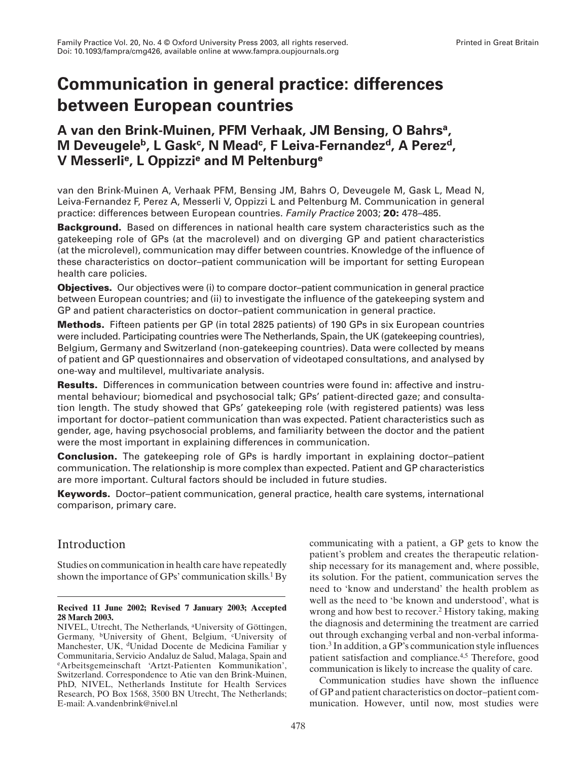# Communication in general practice: differences between European countries

## A van den Brink-Muinen, PFM Verhaak, JM Bensing, O Bahrs[a], M Deveugele[b], L Gask[c], N Mead[c], F Leiva-Fernandez[d], A Perez[d], V Messerli[e], L Oppizzi[e] and M Peltenburg[e]

van den Brink-Muinen A, Verhaak PFM, Bensing JM, Bahrs O, Deveugele M, Gask L, Mead N, Leiva-Fernandez F, Perez A, Messerli V, Oppizzi L and Peltenburg M. Communication in general practice: differences between European countries. *Family Practice* 2003; **20:** 478–485.

**Background.** Based on differences in national health care system characteristics such as the gatekeeping role of GPs (at the macrolevel) and on diverging GP and patient characteristics (at the microlevel), communication may differ between countries. Knowledge of the influence of these characteristics on doctor–patient communication will be important for setting European health care policies.

**Objectives.** Our objectives were (i) to compare doctor–patient communication in general practice between European countries; and (ii) to investigate the influence of the gatekeeping system and GP and patient characteristics on doctor–patient communication in general practice.

**Methods.** Fifteen patients per GP (in total 2825 patients) of 190 GPs in six European countries were included. Participating countries were The Netherlands, Spain, the UK (gatekeeping countries), Belgium, Germany and Switzerland (non-gatekeeping countries). Data were collected by means of patient and GP questionnaires and observation of videotaped consultations, and analysed by one-way and multilevel, multivariate analysis.

**Results.** Differences in communication between countries were found in: affective and instrumental behaviour; biomedical and psychosocial talk; GPs' patient-directed gaze; and consultation length. The study showed that GPs' gatekeeping role (with registered patients) was less important for doctor–patient communication than was expected. Patient characteristics such as gender, age, having psychosocial problems, and familiarity between the doctor and the patient were the most important in explaining differences in communication.

**Conclusion.** The gatekeeping role of GPs is hardly important in explaining doctor–patient communication. The relationship is more complex than expected. Patient and GP characteristics are more important. Cultural factors should be included in future studies.

**Keywords.** Doctor–patient communication, general practice, health care systems, international comparison, primary care.

## Introduction

Studies on communication in health care have repeatedly shown the importance of GPs' communication skills.[1] By communicating with a patient, a GP gets to know the patient's problem and creates the therapeutic relationship necessary for its management and, where possible, its solution. For the patient, communication serves the need to 'know and understand' the health problem as well as the need to 'be known and understood', what is wrong and how best to recover.[2] History taking, making the diagnosis and determining the treatment are carried out through exchanging verbal and non-verbal information.[3] In addition, a GP's communication style influences patient satisfaction and compliance.[4,5] Therefore, good communication is likely to increase the quality of care.

Communication studies have shown the influence of GP and patient characteristics on doctor–patient communication. However, until now, most studies were

**Recived 11 June 2002; Revised 7 January 2003; Accepted 28 March 2003.**

NIVEL, Utrecht, The Netherlands, [a]University of Göttingen, Germany, [b]University of Ghent, Belgium, [c]University of Manchester, UK, [d]Unidad Docente de Medicina Familiar y Communitaria, Servicio Andaluz de Salud, Malaga, Spain and [e]Arbeitsgemeinschaft 'Artzt-Patienten Kommunikation', Switzerland. Correspondence to Atie van den Brink-Muinen, PhD, NIVEL, Netherlands Institute for Health Services Research, PO Box 1568, 3500 BN Utrecht, The Netherlands; E-mail: A.vandenbrink@nivel.nl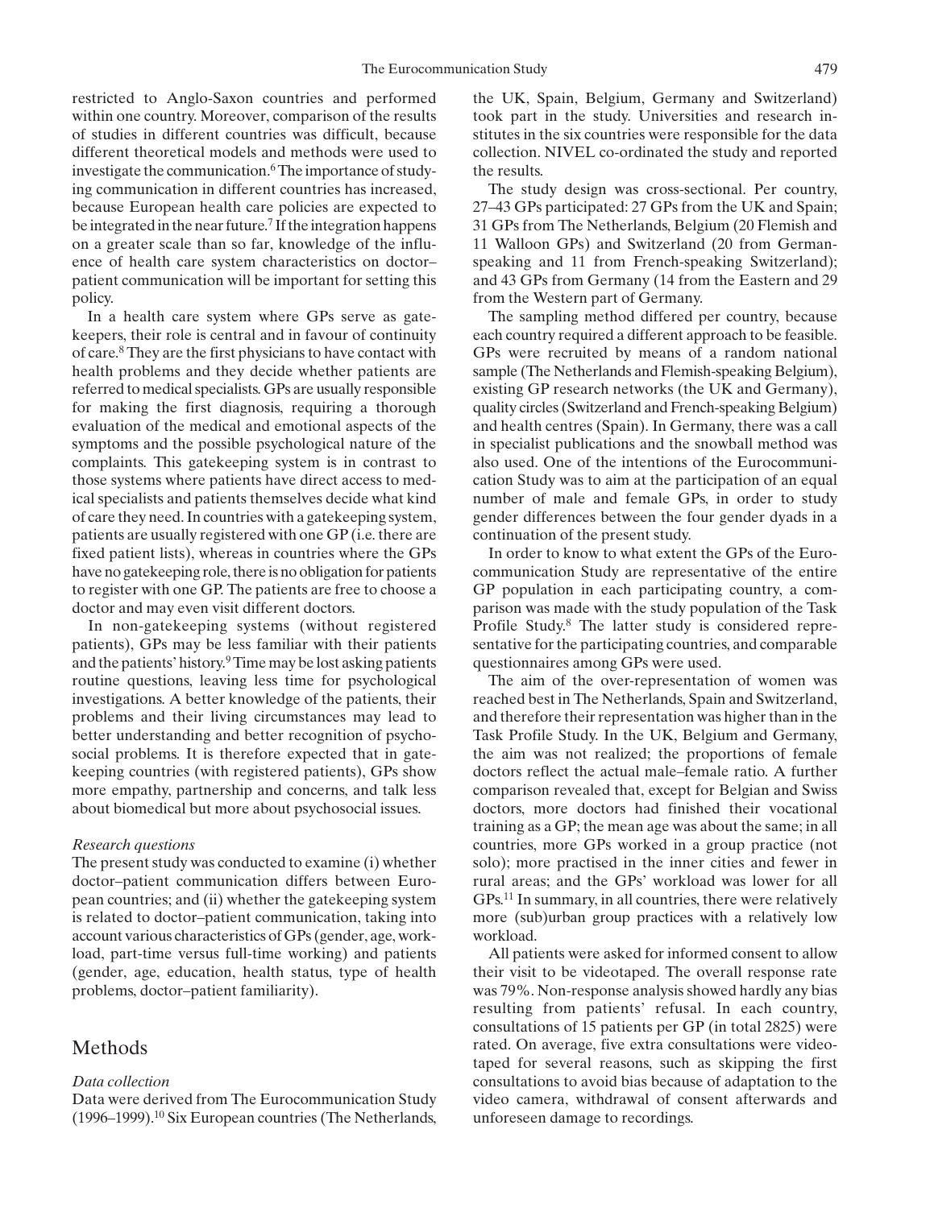restricted to Anglo-Saxon countries and performed within one country. Moreover, comparison of the results of studies in different countries was difficult, because different theoretical models and methods were used to investigate the communication.[6] The importance of studying communication in different countries has increased, because European health care policies are expected to be integrated in the near future.[7] If the integration happens on a greater scale than so far, knowledge of the influence of health care system characteristics on doctor–patient communication will be important for setting this policy.

In a health care system where GPs serve as gatekeepers, their role is central and in favour of continuity of care.[8] They are the first physicians to have contact with health problems and they decide whether patients are referred to medical specialists. GPs are usually responsible for making the first diagnosis, requiring a thorough evaluation of the medical and emotional aspects of the symptoms and the possible psychological nature of the complaints. This gatekeeping system is in contrast to those systems where patients have direct access to medical specialists and patients themselves decide what kind of care they need. In countries with a gatekeeping system, patients are usually registered with one GP (i.e. there are fixed patient lists), whereas in countries where the GPs have no gatekeeping role, there is no obligation for patients to register with one GP. The patients are free to choose a doctor and may even visit different doctors.

In non-gatekeeping systems (without registered patients), GPs may be less familiar with their patients and the patients' history.[9] Time may be lost asking patients routine questions, leaving less time for psychological investigations. A better knowledge of the patients, their problems and their living circumstances may lead to better understanding and better recognition of psychosocial problems. It is therefore expected that in gatekeeping countries (with registered patients), GPs show more empathy, partnership and concerns, and talk less about biomedical but more about psychosocial issues.

### *Research questions*

The present study was conducted to examine (i) whether doctor–patient communication differs between European countries; and (ii) whether the gatekeeping system is related to doctor–patient communication, taking into account various characteristics of GPs (gender, age, workload, part-time versus full-time working) and patients (gender, age, education, health status, type of health problems, doctor–patient familiarity).

## Methods

### *Data collection*

Data were derived from The Eurocommunication Study (1996–1999).[10] Six European countries (The Netherlands, the UK, Spain, Belgium, Germany and Switzerland) took part in the study. Universities and research institutes in the six countries were responsible for the data collection. NIVEL co-ordinated the study and reported the results.

The study design was cross-sectional. Per country, 27–43 GPs participated: 27 GPs from the UK and Spain; 31 GPs from The Netherlands, Belgium (20 Flemish and 11 Walloon GPs) and Switzerland (20 from German-speaking and 11 from French-speaking Switzerland); and 43 GPs from Germany (14 from the Eastern and 29 from the Western part of Germany.

The sampling method differed per country, because each country required a different approach to be feasible. GPs were recruited by means of a random national sample (The Netherlands and Flemish-speaking Belgium), existing GP research networks (the UK and Germany), quality circles (Switzerland and French-speaking Belgium) and health centres (Spain). In Germany, there was a call in specialist publications and the snowball method was also used. One of the intentions of the Eurocommunication Study was to aim at the participation of an equal number of male and female GPs, in order to study gender differences between the four gender dyads in a continuation of the present study.

In order to know to what extent the GPs of the Eurocommunication Study are representative of the entire GP population in each participating country, a comparison was made with the study population of the Task Profile Study.[8] The latter study is considered representative for the participating countries, and comparable questionnaires among GPs were used.

The aim of the over-representation of women was reached best in The Netherlands, Spain and Switzerland, and therefore their representation was higher than in the Task Profile Study. In the UK, Belgium and Germany, the aim was not realized; the proportions of female doctors reflect the actual male–female ratio. A further comparison revealed that, except for Belgian and Swiss doctors, more doctors had finished their vocational training as a GP; the mean age was about the same; in all countries, more GPs worked in a group practice (not solo); more practised in the inner cities and fewer in rural areas; and the GPs' workload was lower for all GPs.[11] In summary, in all countries, there were relatively more (sub)urban group practices with a relatively low workload.

All patients were asked for informed consent to allow their visit to be videotaped. The overall response rate was 79%. Non-response analysis showed hardly any bias resulting from patients' refusal. In each country, consultations of 15 patients per GP (in total 2825) were rated. On average, five extra consultations were videotaped for several reasons, such as skipping the first consultations to avoid bias because of adaptation to the video camera, withdrawal of consent afterwards and unforeseen damage to recordings.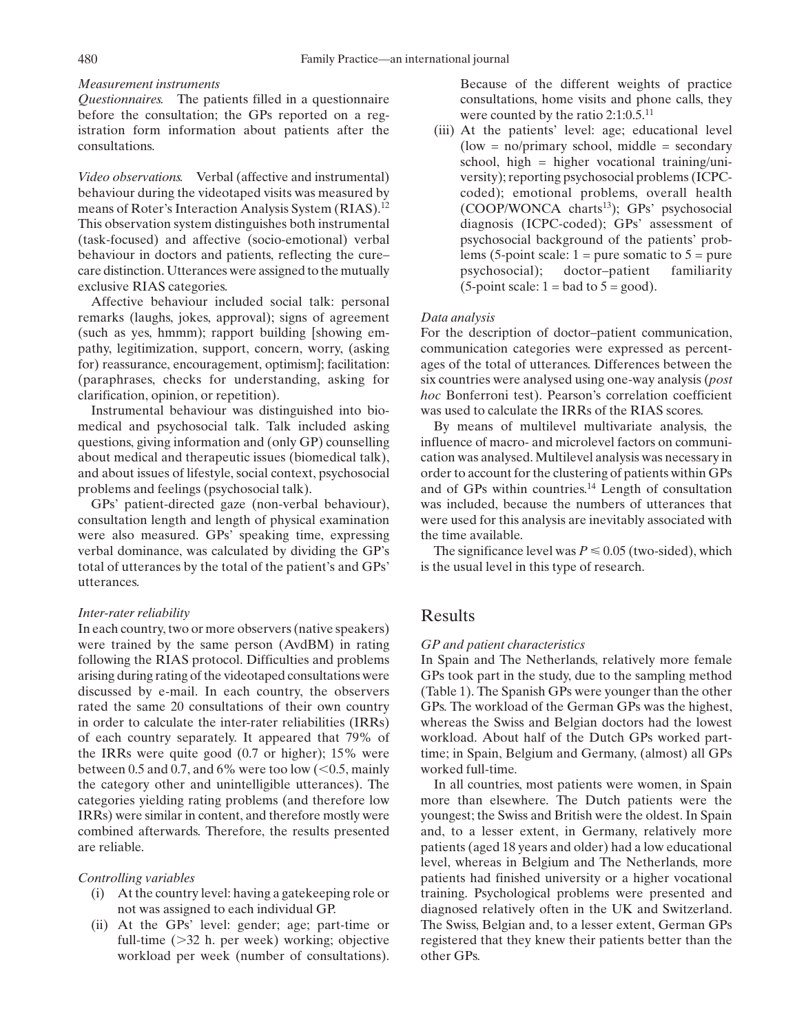*Measurement instruments*

*Questionnaires.* The patients filled in a questionnaire before the consultation; the GPs reported on a registration form information about patients after the consultations.

*Video observations.* Verbal (affective and instrumental) behaviour during the videotaped visits was measured by means of Roter's Interaction Analysis System (RIAS).[12] This observation system distinguishes both instrumental (task-focused) and affective (socio-emotional) verbal behaviour in doctors and patients, reflecting the cure–care distinction. Utterances were assigned to the mutually exclusive RIAS categories.

Affective behaviour included social talk: personal remarks (laughs, jokes, approval); signs of agreement (such as yes, hmmm); rapport building [showing empathy, legitimization, support, concern, worry, (asking for) reassurance, encouragement, optimism]; facilitation: (paraphrases, checks for understanding, asking for clarification, opinion, or repetition).

Instrumental behaviour was distinguished into biomedical and psychosocial talk. Talk included asking questions, giving information and (only GP) counselling about medical and therapeutic issues (biomedical talk), and about issues of lifestyle, social context, psychosocial problems and feelings (psychosocial talk).

GPs' patient-directed gaze (non-verbal behaviour), consultation length and length of physical examination were also measured. GPs' speaking time, expressing verbal dominance, was calculated by dividing the GP's total of utterances by the total of the patient's and GPs' utterances.

*Inter-rater reliability*

In each country, two or more observers (native speakers) were trained by the same person (AvdBM) in rating following the RIAS protocol. Difficulties and problems arising during rating of the videotaped consultations were discussed by e-mail. In each country, the observers rated the same 20 consultations of their own country in order to calculate the inter-rater reliabilities (IRRs) of each country separately. It appeared that 79% of the IRRs were quite good (0.7 or higher); 15% were between 0.5 and 0.7, and 6% were too low (<0.5, mainly the category other and unintelligible utterances). The categories yielding rating problems (and therefore low IRRs) were similar in content, and therefore mostly were combined afterwards. Therefore, the results presented are reliable.

*Controlling variables*

(i) At the country level: having a gatekeeping role or not was assigned to each individual GP.

(ii) At the GPs' level: gender; age; part-time or full-time (>32 h. per week) working; objective workload per week (number of consultations). Because of the different weights of practice consultations, home visits and phone calls, they were counted by the ratio 2:1:0.5.[11]

(iii) At the patients' level: age; educational level (low = no/primary school, middle = secondary school, high = higher vocational training/university); reporting psychosocial problems (ICPC-coded); emotional problems, overall health (COOP/WONCA charts[13]); GPs' psychosocial diagnosis (ICPC-coded); GPs' assessment of psychosocial background of the patients' problems (5-point scale: 1 = pure somatic to 5 = pure psychosocial); doctor–patient familiarity (5-point scale: 1 = bad to 5 = good).

*Data analysis*

For the description of doctor–patient communication, communication categories were expressed as percentages of the total of utterances. Differences between the six countries were analysed using one-way analysis (*post hoc* Bonferroni test). Pearson's correlation coefficient was used to calculate the IRRs of the RIAS scores.

By means of multilevel multivariate analysis, the influence of macro- and microlevel factors on communication was analysed. Multilevel analysis was necessary in order to account for the clustering of patients within GPs and of GPs within countries.[14] Length of consultation was included, because the numbers of utterances that were used for this analysis are inevitably associated with the time available.

The significance level was $P \leqslant 0.05$ (two-sided), which is the usual level in this type of research.

## Results

*GP and patient characteristics*

In Spain and The Netherlands, relatively more female GPs took part in the study, due to the sampling method (Table 1). The Spanish GPs were younger than the other GPs. The workload of the German GPs was the highest, whereas the Swiss and Belgian doctors had the lowest workload. About half of the Dutch GPs worked part-time; in Spain, Belgium and Germany, (almost) all GPs worked full-time.

In all countries, most patients were women, in Spain more than elsewhere. The Dutch patients were the youngest; the Swiss and British were the oldest. In Spain and, to a lesser extent, in Germany, relatively more patients (aged 18 years and older) had a low educational level, whereas in Belgium and The Netherlands, more patients had finished university or a higher vocational training. Psychological problems were presented and diagnosed relatively often in the UK and Switzerland. The Swiss, Belgian and, to a lesser extent, German GPs registered that they knew their patients better than the other GPs.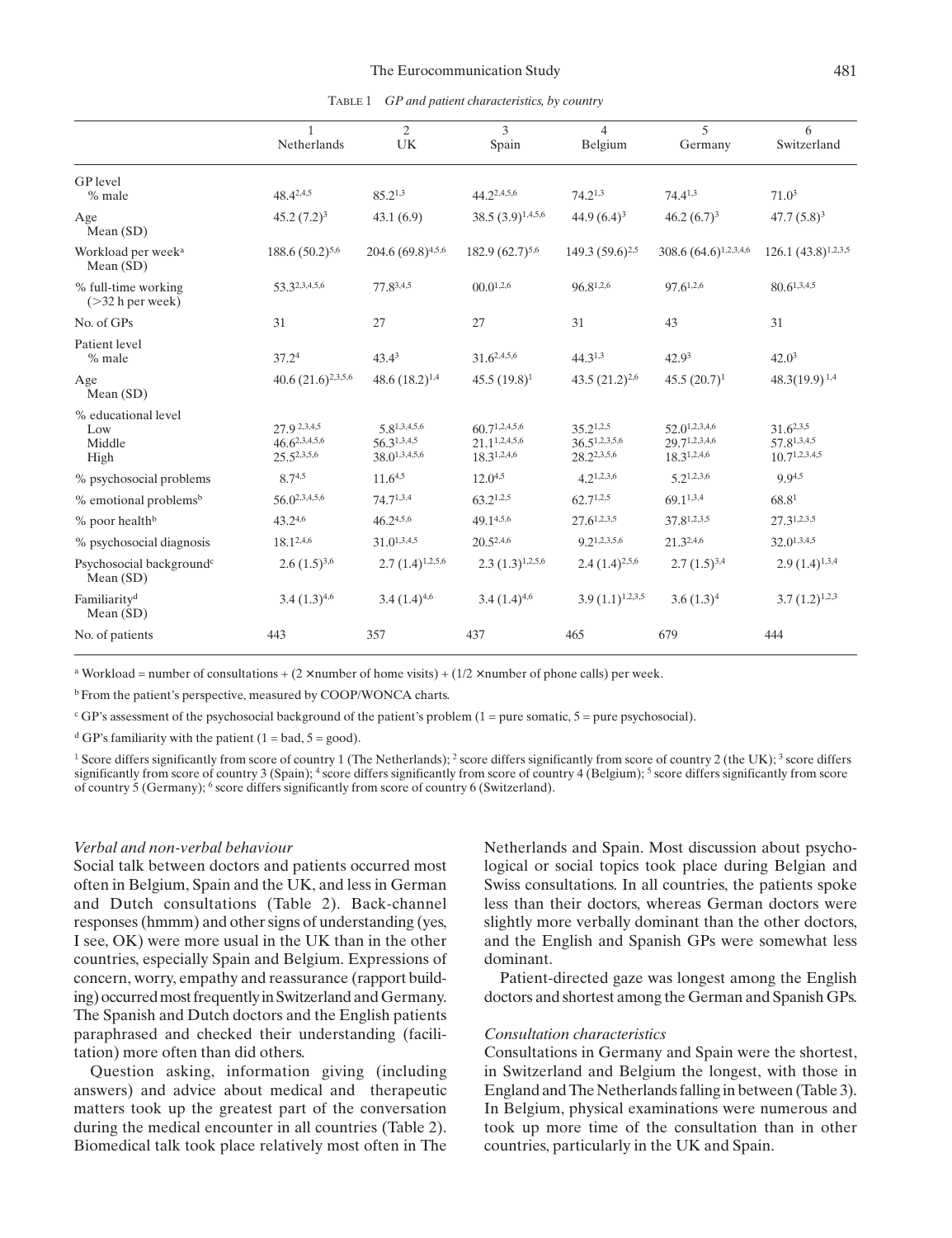Table 1 *GP and patient characteristics, by country*

| | 1 Netherlands | 2 UK | 3 Spain | 4 Belgium | 5 Germany | 6 Switzerland |
|---|---|---|---|---|---|---|
| **GP level** | | | | | | |
| % male | 48.4[2,4,5] | 85.2[1,3] | 44.2[2,4,5,6] | 74.2[1,3] | 74.4[1,3] | 71.0[3] |
| Age Mean (SD) | 45.2 (7.2)[3] | 43.1 (6.9) | 38.5 (3.9)[1,4,5,6] | 44.9 (6.4)[3] | 46.2 (6.7)[3] | 47.7 (5.8)[3] |
| Workload per week[a] Mean (SD) | 188.6 (50.2)[5,6] | 204.6 (69.8)[4,5,6] | 182.9 (62.7)[5,6] | 149.3 (59.6)[2,5] | 308.6 (64.6)[1,2,3,4,6] | 126.1 (43.8)[1,2,3,5] |
| % full-time working (>32 h per week) | 53.3[2,3,4,5,6] | 77.8[3,4,5] | 00.0[1,2,6] | 96.8[1,2,6] | 97.6[1,2,6] | 80.6[1,3,4,5] |
| No. of GPs | 31 | 27 | 27 | 31 | 43 | 31 |
| **Patient level** | | | | | | |
| % male | 37.2[4] | 43.4[3] | 31.6[2,4,5,6] | 44.3[1,3] | 42.9[3] | 42.0[3] |
| Age Mean (SD) | 40.6 (21.6)[2,3,5,6] | 48.6 (18.2)[1,4] | 45.5 (19.8)[1] | 43.5 (21.2)[2,6] | 45.5 (20.7)[1] | 48.3(19.9)[1,4] |
| % educational level | | | | | | |
| Low | 27.9[2,3,4,5] | 5.8[1,3,4,5,6] | 60.7[1,2,4,5,6] | 35.2[1,2,5] | 52.0[1,2,3,4,6] | 31.6[2,3,5] |
| Middle | 46.6[2,3,4,5,6] | 56.3[1,3,4,5] | 21.1[1,2,4,5,6] | 36.5[1,2,3,5,6] | 29.7[1,2,3,4,6] | 57.8[1,3,4,5] |
| High | 25.5[2,3,5,6] | 38.0[1,3,4,5,6] | 18.3[1,2,4,6] | 28.2[2,3,5,6] | 18.3[1,2,4,6] | 10.7[1,2,3,4,5] |
| % psychosocial problems | 8.7[4,5] | 11.6[4,5] | 12.0[4,5] | 4.2[1,2,3,6] | 5.2[1,2,3,6] | 9.9[4,5] |
| % emotional problems[b] | 56.0[2,3,4,5,6] | 74.7[1,3,4] | 63.2[1,2,5] | 62.7[1,2,5] | 69.1[1,3,4] | 68.8[1] |
| % poor health[b] | 43.2[4,6] | 46.2[4,5,6] | 49.1[4,5,6] | 27.6[1,2,3,5] | 37.8[1,2,3,5] | 27.3[1,2,3,5] |
| % psychosocial diagnosis | 18.1[2,4,6] | 31.0[1,3,4,5] | 20.5[2,4,6] | 9.2[1,2,3,5,6] | 21.3[2,4,6] | 32.0[1,3,4,5] |
| Psychosocial background[c] Mean (SD) | 2.6 (1.5)[3,6] | 2.7 (1.4)[1,2,5,6] | 2.3 (1.3)[1,2,5,6] | 2.4 (1.4)[2,5,6] | 2.7 (1.5)[3,4] | 2.9 (1.4)[1,3,4] |
| Familiarity[d] Mean (SD) | 3.4 (1.3)[4,6] | 3.4 (1.4)[4,6] | 3.4 (1.4)[4,6] | 3.9 (1.1)[1,2,3,5] | 3.6 (1.3)[4] | 3.7 (1.2)[1,2,3] |
| No. of patients | 443 | 357 | 437 | 465 | 679 | 444 |

[a] Workload = number of consultations + (2 × number of home visits) + (1/2 × number of phone calls) per week.

[b] From the patient's perspective, measured by COOP/WONCA charts.

[c] GP's assessment of the psychosocial background of the patient's problem (1 = pure somatic, 5 = pure psychosocial).

[d] GP's familiarity with the patient (1 = bad, 5 = good).

[1] Score differs significantly from score of country 1 (The Netherlands); [2] score differs significantly from score of country 2 (the UK); [3] score differs significantly from score of country 3 (Spain); [4] score differs significantly from score of country 4 (Belgium); [5] score differs significantly from score of country 5 (Germany); [6] score differs significantly from score of country 6 (Switzerland).

### *Verbal and non-verbal behaviour*

Social talk between doctors and patients occurred most often in Belgium, Spain and the UK, and less in German and Dutch consultations (Table 2). Back-channel responses (hmmm) and other signs of understanding (yes, I see, OK) were more usual in the UK than in the other countries, especially Spain and Belgium. Expressions of concern, worry, empathy and reassurance (rapport building) occurred most frequently in Switzerland and Germany. The Spanish and Dutch doctors and the English patients paraphrased and checked their understanding (facilitation) more often than did others.

Question asking, information giving (including answers) and advice about medical and therapeutic matters took up the greatest part of the conversation during the medical encounter in all countries (Table 2). Biomedical talk took place relatively most often in The Netherlands and Spain. Most discussion about psychological or social topics took place during Belgian and Swiss consultations. In all countries, the patients spoke less than their doctors, whereas German doctors were slightly more verbally dominant than the other doctors, and the English and Spanish GPs were somewhat less dominant.

Patient-directed gaze was longest among the English doctors and shortest among the German and Spanish GPs.

### *Consultation characteristics*

Consultations in Germany and Spain were the shortest, in Switzerland and Belgium the longest, with those in England and The Netherlands falling in between (Table 3). In Belgium, physical examinations were numerous and took up more time of the consultation than in other countries, particularly in the UK and Spain.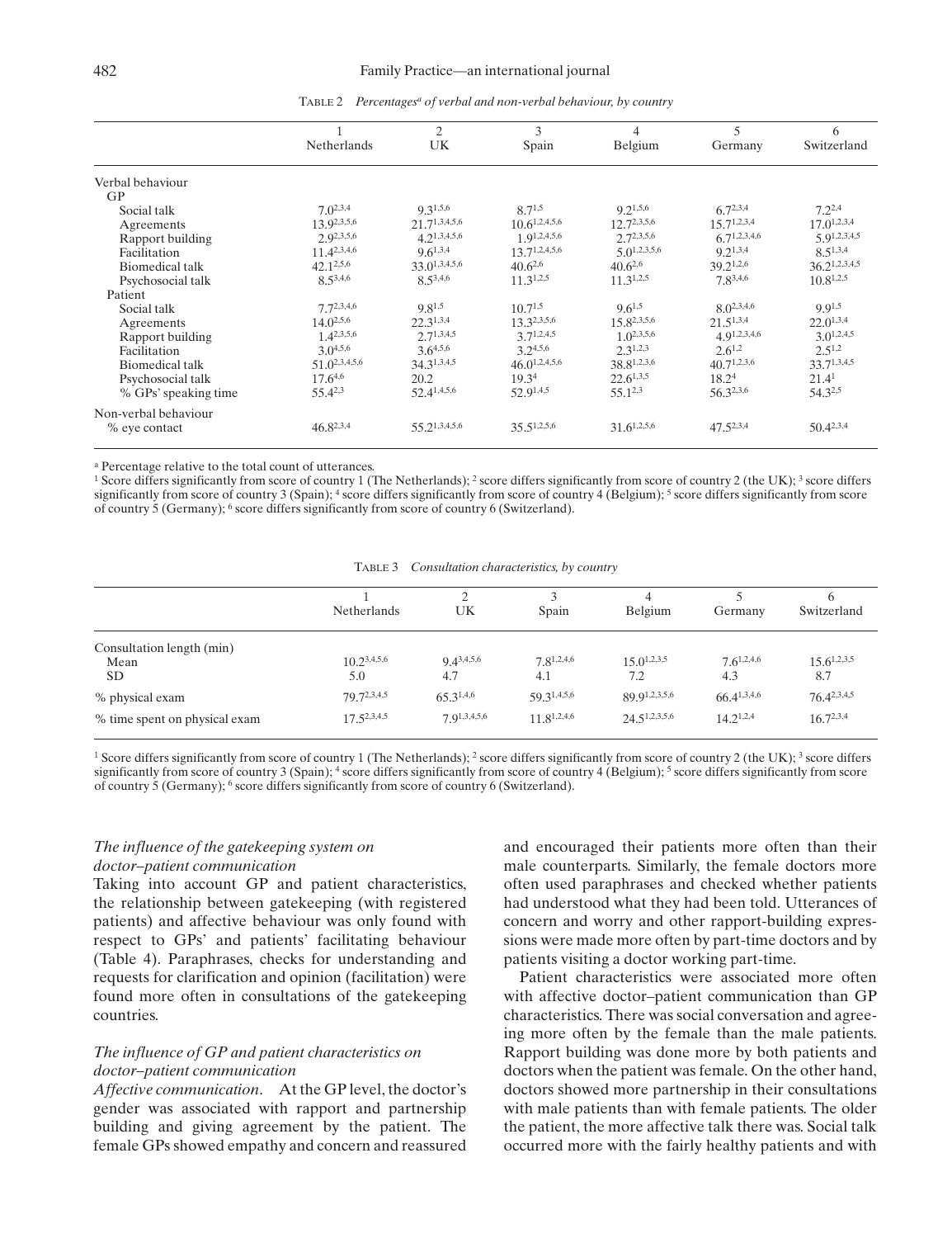TABLE 2 *Percentages[a] of verbal and non-verbal behaviour, by country*

| | 1 Netherlands | 2 UK | 3 Spain | 4 Belgium | 5 Germany | 6 Switzerland |
|---|---|---|---|---|---|---|
| Verbal behaviour | | | | | | |
| GP | | | | | | |
| Social talk | 7.0[2,3,4] | 9.3[1,5,6] | 8.7[1,5] | 9.2[1,5,6] | 6.7[2,3,4] | 7.2[2,4] |
| Agreements | 13.9[2,3,5,6] | 21.7[1,3,4,5,6] | 10.6[1,2,4,5,6] | 12.7[2,3,5,6] | 15.7[1,2,3,4] | 17.0[1,2,3,4] |
| Rapport building | 2.9[2,3,5,6] | 4.2[1,3,4,5,6] | 1.9[1,2,4,5,6] | 2.7[2,3,5,6] | 6.7[1,2,3,4,6] | 5.9[1,2,3,4,5] |
| Facilitation | 11.4[2,3,4,6] | 9.6[1,3,4] | 13.7[1,2,4,5,6] | 5.0[1,2,3,5,6] | 9.2[1,3,4] | 8.5[1,3,4] |
| Biomedical talk | 42.1[2,5,6] | 33.0[1,3,4,5,6] | 40.6[2,6] | 40.6[2,6] | 39.2[1,2,6] | 36.2[1,2,3,4,5] |
| Psychosocial talk | 8.5[3,4,6] | 8.5[3,4,6] | 11.3[1,2,5] | 11.3[1,2,5] | 7.8[3,4,6] | 10.8[1,2,5] |
| Patient | | | | | | |
| Social talk | 7.7[2,3,4,6] | 9.8[1,5] | 10.7[1,5] | 9.6[1,5] | 8.0[2,3,4,6] | 9.9[1,5] |
| Agreements | 14.0[2,5,6] | 22.3[1,3,4] | 13.3[2,3,5,6] | 15.8[2,3,5,6] | 21.5[1,3,4] | 22.0[1,3,4] |
| Rapport building | 1.4[2,3,5,6] | 2.7[1,3,4,5] | 3.7[1,2,4,5] | 1.0[2,3,5,6] | 4.9[1,2,3,4,6] | 3.0[1,2,4,5] |
| Facilitation | 3.0[4,5,6] | 3.6[4,5,6] | 3.2[4,5,6] | 2.3[1,2,3] | 2.6[1,2] | 2.5[1,2] |
| Biomedical talk | 51.0[2,3,4,5,6] | 34.3[1,3,4,5] | 46.0[1,2,4,5,6] | 38.8[1,2,3,6] | 40.7[1,2,3,6] | 33.7[1,3,4,5] |
| Psychosocial talk | 17.6[4,6] | 20.2 | 19.3[4] | 22.6[1,3,5] | 18.2[4] | 21.4[1] |
| % GPs' speaking time | 55.4[2,3] | 52.4[1,4,5,6] | 52.9[1,4,5] | 55.1[2,3] | 56.3[2,3,6] | 54.3[2,5] |
| Non-verbal behaviour | | | | | | |
| % eye contact | 46.8[2,3,4] | 55.2[1,3,4,5,6] | 35.5[1,2,5,6] | 31.6[1,2,5,6] | 47.5[2,3,4] | 50.4[2,3,4] |

[a] Percentage relative to the total count of utterances.
[1] Score differs significantly from score of country 1 (The Netherlands); [2] score differs significantly from score of country 2 (the UK); [3] score differs significantly from score of country 3 (Spain); [4] score differs significantly from score of country 4 (Belgium); [5] score differs significantly from score of country 5 (Germany); [6] score differs significantly from score of country 6 (Switzerland).

TABLE 3 *Consultation characteristics, by country*

| | 1 Netherlands | 2 UK | 3 Spain | 4 Belgium | 5 Germany | 6 Switzerland |
|---|---|---|---|---|---|---|
| Consultation length (min) | | | | | | |
| Mean | 10.2[3,4,5,6] | 9.4[3,4,5,6] | 7.8[1,2,4,6] | 15.0[1,2,3,5] | 7.6[1,2,4,6] | 15.6[1,2,3,5] |
| SD | 5.0 | 4.7 | 4.1 | 7.2 | 4.3 | 8.7 |
| % physical exam | 79.7[2,3,4,5] | 65.3[1,4,6] | 59.3[1,4,5,6] | 89.9[1,2,3,5,6] | 66.4[1,3,4,6] | 76.4[2,3,4,5] |
| % time spent on physical exam | 17.5[2,3,4,5] | 7.9[1,3,4,5,6] | 11.8[1,2,4,6] | 24.5[1,2,3,5,6] | 14.2[1,2,4] | 16.7[2,3,4] |

[1] Score differs significantly from score of country 1 (The Netherlands); [2] score differs significantly from score of country 2 (the UK); [3] score differs significantly from score of country 3 (Spain); [4] score differs significantly from score of country 4 (Belgium); [5] score differs significantly from score of country 5 (Germany); [6] score differs significantly from score of country 6 (Switzerland).

### *The influence of the gatekeeping system on doctor–patient communication*

Taking into account GP and patient characteristics, the relationship between gatekeeping (with registered patients) and affective behaviour was only found with respect to GPs' and patients' facilitating behaviour (Table 4). Paraphrases, checks for understanding and requests for clarification and opinion (facilitation) were found more often in consultations of the gatekeeping countries.

### *The influence of GP and patient characteristics on doctor–patient communication*

*Affective communication*. At the GP level, the doctor's gender was associated with rapport and partnership building and giving agreement by the patient. The female GPs showed empathy and concern and reassured and encouraged their patients more often than their male counterparts. Similarly, the female doctors more often used paraphrases and checked whether patients had understood what they had been told. Utterances of concern and worry and other rapport-building expressions were made more often by part-time doctors and by patients visiting a doctor working part-time.

Patient characteristics were associated more often with affective doctor–patient communication than GP characteristics. There was social conversation and agreeing more often by the female than the male patients. Rapport building was done more by both patients and doctors when the patient was female. On the other hand, doctors showed more partnership in their consultations with male patients than with female patients. The older the patient, the more affective talk there was. Social talk occurred more with the fairly healthy patients and with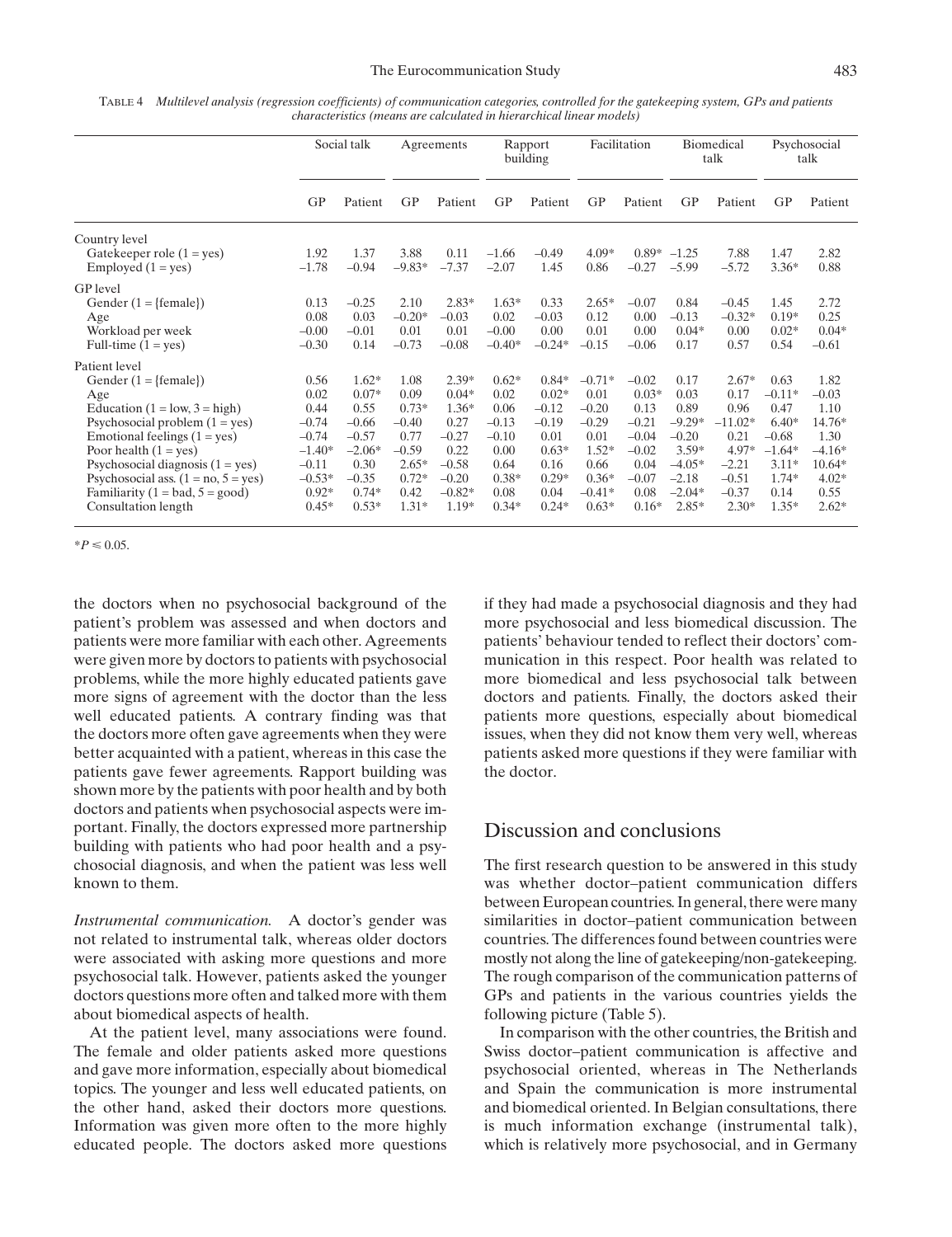TABLE 4 *Multilevel analysis (regression coefficients) of communication categories, controlled for the gatekeeping system, GPs and patients characteristics (means are calculated in hierarchical linear models)*

| | Social talk | | Agreements | | Rapport building | | Facilitation | | Biomedical talk | | Psychosocial talk | |
|---|---|---|---|---|---|---|---|---|---|---|---|---|
| | GP | Patient | GP | Patient | GP | Patient | GP | Patient | GP | Patient | GP | Patient |
| Country level | | | | | | | | | | | | |
| Gatekeeper role (1 = yes) | 1.92 | 1.37 | 3.88 | 0.11 | –1.66 | –0.49 | 4.09* | 0.89* | –1.25 | 7.88 | 1.47 | 2.82 |
| Employed (1 = yes) | –1.78 | –0.94 | –9.83* | –7.37 | –2.07 | 1.45 | 0.86 | –0.27 | –5.99 | –5.72 | 3.36* | 0.88 |
| GP level | | | | | | | | | | | | |
| Gender (1 = {female}) | 0.13 | –0.25 | 2.10 | 2.83* | 1.63* | 0.33 | 2.65* | –0.07 | 0.84 | –0.45 | 1.45 | 2.72 |
| Age | 0.08 | 0.03 | –0.20* | –0.03 | 0.02 | –0.03 | 0.12 | 0.00 | –0.13 | –0.32* | 0.19* | 0.25 |
| Workload per week | –0.00 | –0.01 | 0.01 | 0.01 | –0.00 | 0.00 | 0.01 | 0.00 | 0.04* | 0.00 | 0.02* | 0.04* |
| Full-time (1 = yes) | –0.30 | 0.14 | –0.73 | –0.08 | –0.40* | –0.24* | –0.15 | –0.06 | 0.17 | 0.57 | 0.54 | –0.61 |
| Patient level | | | | | | | | | | | | |
| Gender (1 = {female}) | 0.56 | 1.62* | 1.08 | 2.39* | 0.62* | 0.84* | –0.71* | –0.02 | 0.17 | 2.67* | 0.63 | 1.82 |
| Age | 0.02 | 0.07* | 0.09 | 0.04* | 0.02 | 0.02* | 0.01 | 0.03* | 0.03 | 0.17 | –0.11* | –0.03 |
| Education (1 = low, 3 = high) | 0.44 | 0.55 | 0.73* | 1.36* | 0.06 | –0.12 | –0.20 | 0.13 | 0.89 | 0.96 | 0.47 | 1.10 |
| Psychosocial problem (1 = yes) | –0.74 | –0.66 | –0.40 | 0.27 | –0.13 | –0.19 | –0.29 | –0.21 | –9.29* | –11.02* | 6.40* | 14.76* |
| Emotional feelings (1 = yes) | –0.74 | –0.57 | 0.77 | –0.27 | –0.10 | 0.01 | 0.01 | –0.04 | –0.20 | 0.21 | –0.68 | 1.30 |
| Poor health (1 = yes) | –1.40* | –2.06* | –0.59 | 0.22 | 0.00 | 0.63* | 1.52* | –0.02 | 3.59* | 4.97* | –1.64* | –4.16* |
| Psychosocial diagnosis (1 = yes) | –0.11 | 0.30 | 2.65* | –0.58 | 0.64 | 0.16 | 0.66 | 0.04 | –4.05* | –2.21 | 3.11* | 10.64* |
| Psychosocial ass. (1 = no, 5 = yes) | –0.53* | –0.35 | 0.72* | –0.20 | 0.38* | 0.29* | 0.36* | –0.07 | –2.18 | –0.51 | 1.74* | 4.02* |
| Familiarity (1 = bad, 5 = good) | 0.92* | 0.74* | 0.42 | –0.82* | 0.08 | 0.04 | –0.41* | 0.08 | –2.04* | –0.37 | 0.14 | 0.55 |
| Consultation length | 0.45* | 0.53* | 1.31* | 1.19* | 0.34* | 0.24* | 0.63* | 0.16* | 2.85* | 2.30* | 1.35* | 2.62* |

*$P \leq 0.05$.

the doctors when no psychosocial background of the patient's problem was assessed and when doctors and patients were more familiar with each other. Agreements were given more by doctors to patients with psychosocial problems, while the more highly educated patients gave more signs of agreement with the doctor than the less well educated patients. A contrary finding was that the doctors more often gave agreements when they were better acquainted with a patient, whereas in this case the patients gave fewer agreements. Rapport building was shown more by the patients with poor health and by both doctors and patients when psychosocial aspects were important. Finally, the doctors expressed more partnership building with patients who had poor health and a psychosocial diagnosis, and when the patient was less well known to them.

*Instrumental communication.* A doctor's gender was not related to instrumental talk, whereas older doctors were associated with asking more questions and more psychosocial talk. However, patients asked the younger doctors questions more often and talked more with them about biomedical aspects of health.

At the patient level, many associations were found. The female and older patients asked more questions and gave more information, especially about biomedical topics. The younger and less well educated patients, on the other hand, asked their doctors more questions. Information was given more often to the more highly educated people. The doctors asked more questions if they had made a psychosocial diagnosis and they had more psychosocial and less biomedical discussion. The patients' behaviour tended to reflect their doctors' communication in this respect. Poor health was related to more biomedical and less psychosocial talk between doctors and patients. Finally, the doctors asked their patients more questions, especially about biomedical issues, when they did not know them very well, whereas patients asked more questions if they were familiar with the doctor.

## Discussion and conclusions

The first research question to be answered in this study was whether doctor–patient communication differs between European countries. In general, there were many similarities in doctor–patient communication between countries. The differences found between countries were mostly not along the line of gatekeeping/non-gatekeeping. The rough comparison of the communication patterns of GPs and patients in the various countries yields the following picture (Table 5).

In comparison with the other countries, the British and Swiss doctor–patient communication is affective and psychosocial oriented, whereas in The Netherlands and Spain the communication is more instrumental and biomedical oriented. In Belgian consultations, there is much information exchange (instrumental talk), which is relatively more psychosocial, and in Germany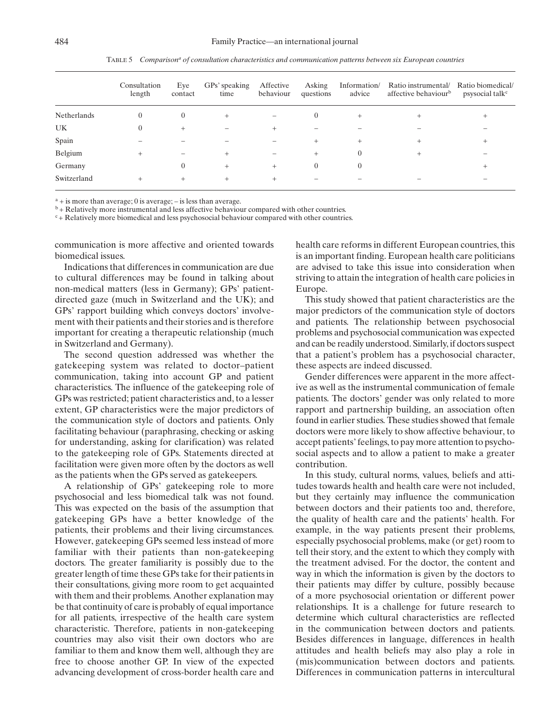TABLE 5 *Comparison[a] of consultation characteristics and communication patterns between six European countries*

| | Consultation length | Eye contact | GPs' speaking time | Affective behaviour | Asking questions | Information/ advice | Ratio instrumental/ affective behaviour[b] | Ratio biomedical/ psysocial talk[c] |
|---|---|---|---|---|---|---|---|---|
| Netherlands | 0 | 0 | + | – | 0 | + | + | + |
| UK | 0 | + | – | + | – | – | – | – |
| Spain | – | – | – | – | + | + | + | + |
| Belgium | + | – | + | – | + | 0 | + | – |
| Germany | | 0 | + | + | 0 | 0 | | + |
| Switzerland | + | + | + | + | – | – | – | – |

[a] + is more than average; 0 is average; – is less than average.

[b] + Relatively more instrumental and less affective behaviour compared with other countries.

[c] + Relatively more biomedical and less psychosocial behaviour compared with other countries.

communication is more affective and oriented towards biomedical issues.

Indications that differences in communication are due to cultural differences may be found in talking about non-medical matters (less in Germany); GPs' patient-directed gaze (much in Switzerland and the UK); and GPs' rapport building which conveys doctors' involvement with their patients and their stories and is therefore important for creating a therapeutic relationship (much in Switzerland and Germany).

The second question addressed was whether the gatekeeping system was related to doctor–patient communication, taking into account GP and patient characteristics. The influence of the gatekeeping role of GPs was restricted; patient characteristics and, to a lesser extent, GP characteristics were the major predictors of the communication style of doctors and patients. Only facilitating behaviour (paraphrasing, checking or asking for understanding, asking for clarification) was related to the gatekeeping role of GPs. Statements directed at facilitation were given more often by the doctors as well as the patients when the GPs served as gatekeepers.

A relationship of GPs' gatekeeping role to more psychosocial and less biomedical talk was not found. This was expected on the basis of the assumption that gatekeeping GPs have a better knowledge of the patients, their problems and their living circumstances. However, gatekeeping GPs seemed less instead of more familiar with their patients than non-gatekeeping doctors. The greater familiarity is possibly due to the greater length of time these GPs take for their patients in their consultations, giving more room to get acquainted with them and their problems. Another explanation may be that continuity of care is probably of equal importance for all patients, irrespective of the health care system characteristic. Therefore, patients in non-gatekeeping countries may also visit their own doctors who are familiar to them and know them well, although they are free to choose another GP. In view of the expected advancing development of cross-border health care and health care reforms in different European countries, this is an important finding. European health care politicians are advised to take this issue into consideration when striving to attain the integration of health care policies in Europe.

This study showed that patient characteristics are the major predictors of the communication style of doctors and patients. The relationship between psychosocial problems and psychosocial communication was expected and can be readily understood. Similarly, if doctors suspect that a patient's problem has a psychosocial character, these aspects are indeed discussed.

Gender differences were apparent in the more affective as well as the instrumental communication of female patients. The doctors' gender was only related to more rapport and partnership building, an association often found in earlier studies. These studies showed that female doctors were more likely to show affective behaviour, to accept patients' feelings, to pay more attention to psychosocial aspects and to allow a patient to make a greater contribution.

In this study, cultural norms, values, beliefs and attitudes towards health and health care were not included, but they certainly may influence the communication between doctors and their patients too and, therefore, the quality of health care and the patients' health. For example, in the way patients present their problems, especially psychosocial problems, make (or get) room to tell their story, and the extent to which they comply with the treatment advised. For the doctor, the content and way in which the information is given by the doctors to their patients may differ by culture, possibly because of a more psychosocial orientation or different power relationships. It is a challenge for future research to determine which cultural characteristics are reflected in the communication between doctors and patients. Besides differences in language, differences in health attitudes and health beliefs may also play a role in (mis)communication between doctors and patients. Differences in communication patterns in intercultural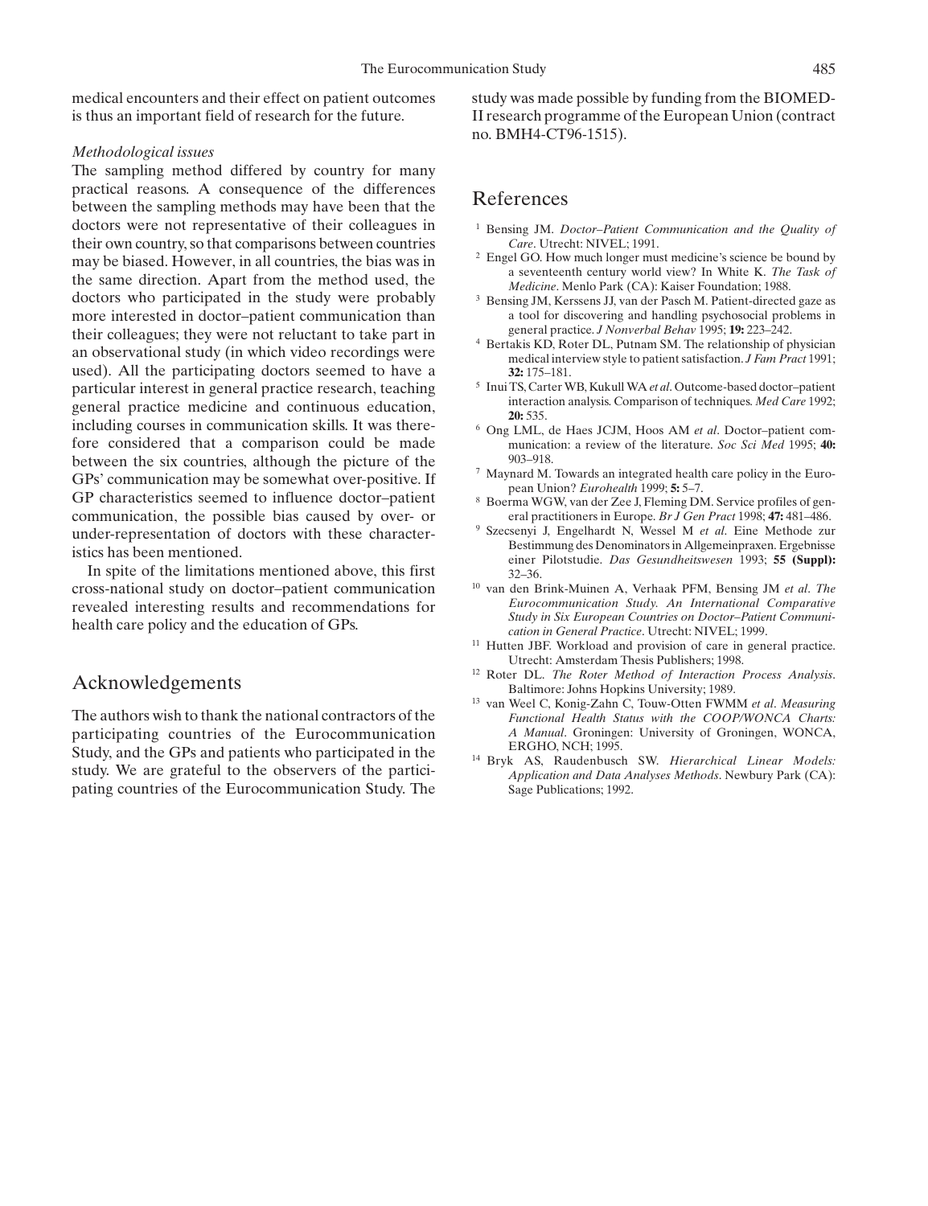medical encounters and their effect on patient outcomes is thus an important field of research for the future.

*Methodological issues*

The sampling method differed by country for many practical reasons. A consequence of the differences between the sampling methods may have been that the doctors were not representative of their colleagues in their own country, so that comparisons between countries may be biased. However, in all countries, the bias was in the same direction. Apart from the method used, the doctors who participated in the study were probably more interested in doctor–patient communication than their colleagues; they were not reluctant to take part in an observational study (in which video recordings were used). All the participating doctors seemed to have a particular interest in general practice research, teaching general practice medicine and continuous education, including courses in communication skills. It was therefore considered that a comparison could be made between the six countries, although the picture of the GPs' communication may be somewhat over-positive. If GP characteristics seemed to influence doctor–patient communication, the possible bias caused by over- or under-representation of doctors with these characteristics has been mentioned.

In spite of the limitations mentioned above, this first cross-national study on doctor–patient communication revealed interesting results and recommendations for health care policy and the education of GPs.

## Acknowledgements

The authors wish to thank the national contractors of the participating countries of the Eurocommunication Study, and the GPs and patients who participated in the study. We are grateful to the observers of the participating countries of the Eurocommunication Study. The study was made possible by funding from the BIOMED-II research programme of the European Union (contract no. BMH4-CT96-1515).

## References

1. Bensing JM. *Doctor–Patient Communication and the Quality of Care*. Utrecht: NIVEL; 1991.
2. Engel GO. How much longer must medicine's science be bound by a seventeenth century world view? In White K. *The Task of Medicine*. Menlo Park (CA): Kaiser Foundation; 1988.
3. Bensing JM, Kerssens JJ, van der Pasch M. Patient-directed gaze as a tool for discovering and handling psychosocial problems in general practice. *J Nonverbal Behav* 1995; **19:** 223–242.
4. Bertakis KD, Roter DL, Putnam SM. The relationship of physician medical interview style to patient satisfaction. *J Fam Pract* 1991; **32:** 175–181.
5. Inui TS, Carter WB, Kukull WA *et al*. Outcome-based doctor–patient interaction analysis. Comparison of techniques. *Med Care* 1992; **20:** 535.
6. Ong LML, de Haes JCJM, Hoos AM *et al*. Doctor–patient communication: a review of the literature. *Soc Sci Med* 1995; **40:** 903–918.
7. Maynard M. Towards an integrated health care policy in the European Union? *Eurohealth* 1999; **5:** 5–7.
8. Boerma WGW, van der Zee J, Fleming DM. Service profiles of general practitioners in Europe. *Br J Gen Pract* 1998; **47:** 481–486.
9. Szecsenyi J, Engelhardt N, Wessel M *et al*. Eine Methode zur Bestimmung des Denominators in Allgemeinpraxen. Ergebnisse einer Pilotstudie. *Das Gesundheitswesen* 1993; **55 (Suppl):** 32–36.
10. van den Brink-Muinen A, Verhaak PFM, Bensing JM *et al*. *The Eurocommunication Study. An International Comparative Study in Six European Countries on Doctor–Patient Communication in General Practice*. Utrecht: NIVEL; 1999.
11. Hutten JBF. Workload and provision of care in general practice. Utrecht: Amsterdam Thesis Publishers; 1998.
12. Roter DL. *The Roter Method of Interaction Process Analysis*. Baltimore: Johns Hopkins University; 1989.
13. van Weel C, Konig-Zahn C, Touw-Otten FWMM *et al*. *Measuring Functional Health Status with the COOP/WONCA Charts: A Manual*. Groningen: University of Groningen, WONCA, ERGHO, NCH; 1995.
14. Bryk AS, Raudenbusch SW. *Hierarchical Linear Models: Application and Data Analyses Methods*. Newbury Park (CA): Sage Publications; 1992.